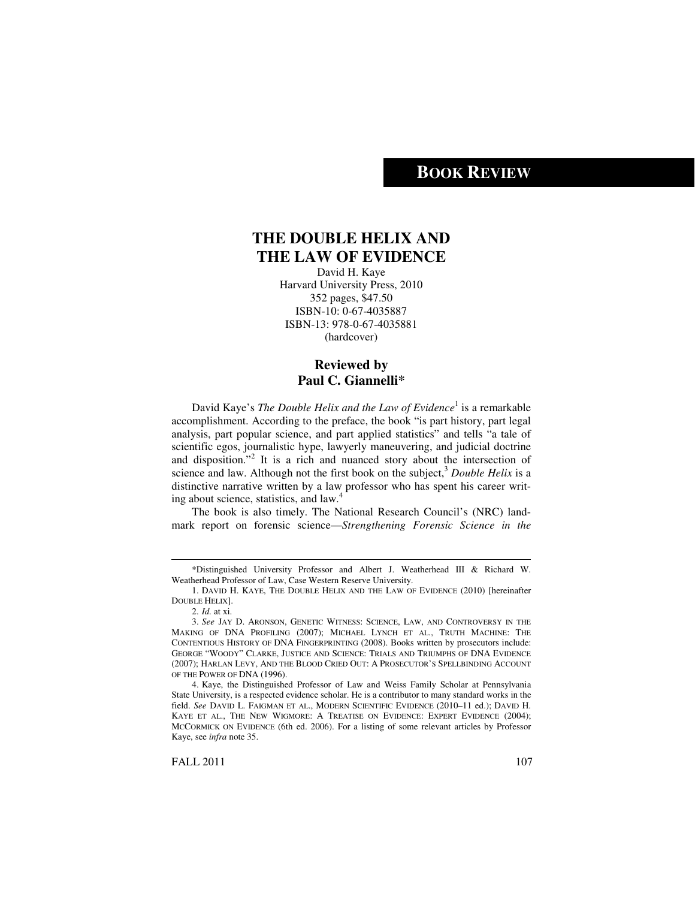# BOOK REVIEW

## THE DOUBLE HELIX AND THE LAW OF EVIDENCE

David H. Kaye
Harvard University Press, 2010
352 pages, $47.50
ISBN-10: 0-67-4035887
ISBN-13: 978-0-67-4035881
(hardcover)

### Reviewed by Paul C. Giannelli*

David Kaye's *The Double Helix and the Law of Evidence*[1] is a remarkable accomplishment. According to the preface, the book "is part history, part legal analysis, part popular science, and part applied statistics" and tells "a tale of scientific egos, journalistic hype, lawyerly maneuvering, and judicial doctrine and disposition."[2] It is a rich and nuanced story about the intersection of science and law. Although not the first book on the subject,[3] *Double Helix* is a distinctive narrative written by a law professor who has spent his career writing about science, statistics, and law.[4]

The book is also timely. The National Research Council's (NRC) landmark report on forensic science—*Strengthening Forensic Science in the*

---

*Distinguished University Professor and Albert J. Weatherhead III & Richard W. Weatherhead Professor of Law, Case Western Reserve University.

1. DAVID H. KAYE, THE DOUBLE HELIX AND THE LAW OF EVIDENCE (2010) [hereinafter DOUBLE HELIX].

2. *Id.* at xi.

3. *See* JAY D. ARONSON, GENETIC WITNESS: SCIENCE, LAW, AND CONTROVERSY IN THE MAKING OF DNA PROFILING (2007); MICHAEL LYNCH ET AL., TRUTH MACHINE: THE CONTENTIOUS HISTORY OF DNA FINGERPRINTING (2008). Books written by prosecutors include: GEORGE "WOODY" CLARKE, JUSTICE AND SCIENCE: TRIALS AND TRIUMPHS OF DNA EVIDENCE (2007); HARLAN LEVY, AND THE BLOOD CRIED OUT: A PROSECUTOR'S SPELLBINDING ACCOUNT OF THE POWER OF DNA (1996).

4. Kaye, the Distinguished Professor of Law and Weiss Family Scholar at Pennsylvania State University, is a respected evidence scholar. He is a contributor to many standard works in the field. *See* DAVID L. FAIGMAN ET AL., MODERN SCIENTIFIC EVIDENCE (2010–11 ed.); DAVID H. KAYE ET AL., THE NEW WIGMORE: A TREATISE ON EVIDENCE: EXPERT EVIDENCE (2004); MCCORMICK ON EVIDENCE (6th ed. 2006). For a listing of some relevant articles by Professor Kaye, see *infra* note 35.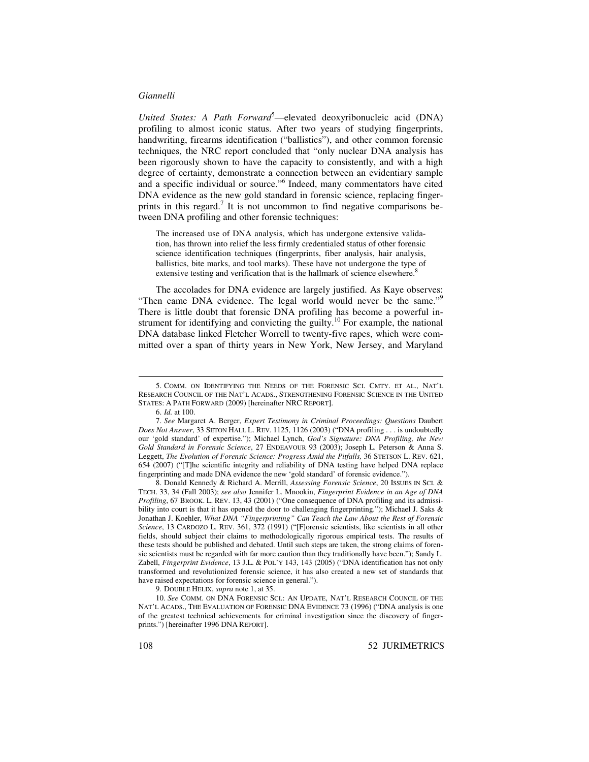*United States: A Path Forward*[5]—elevated deoxyribonucleic acid (DNA) profiling to almost iconic status. After two years of studying fingerprints, handwriting, firearms identification ("ballistics"), and other common forensic techniques, the NRC report concluded that "only nuclear DNA analysis has been rigorously shown to have the capacity to consistently, and with a high degree of certainty, demonstrate a connection between an evidentiary sample and a specific individual or source."[6] Indeed, many commentators have cited DNA evidence as the new gold standard in forensic science, replacing fingerprints in this regard.[7] It is not uncommon to find negative comparisons between DNA profiling and other forensic techniques:

> The increased use of DNA analysis, which has undergone extensive validation, has thrown into relief the less firmly credentialed status of other forensic science identification techniques (fingerprints, fiber analysis, hair analysis, ballistics, bite marks, and tool marks). These have not undergone the type of extensive testing and verification that is the hallmark of science elsewhere.[8]

The accolades for DNA evidence are largely justified. As Kaye observes: "Then came DNA evidence. The legal world would never be the same."[9] There is little doubt that forensic DNA profiling has become a powerful instrument for identifying and convicting the guilty.[10] For example, the national DNA database linked Fletcher Worrell to twenty-five rapes, which were committed over a span of thirty years in New York, New Jersey, and Maryland

---

5. COMM. ON IDENTIFYING THE NEEDS OF THE FORENSIC SCI. CMTY. ET AL., NAT'L RESEARCH COUNCIL OF THE NAT'L ACADS., STRENGTHENING FORENSIC SCIENCE IN THE UNITED STATES: A PATH FORWARD (2009) [hereinafter NRC REPORT].

6. *Id.* at 100.

7. *See* Margaret A. Berger, *Expert Testimony in Criminal Proceedings: Questions* Daubert *Does Not Answer*, 33 SETON HALL L. REV. 1125, 1126 (2003) ("DNA profiling . . . is undoubtedly our 'gold standard' of expertise."); Michael Lynch, *God's Signature: DNA Profiling, the New Gold Standard in Forensic Science*, 27 ENDEAVOUR 93 (2003); Joseph L. Peterson & Anna S. Leggett, *The Evolution of Forensic Science: Progress Amid the Pitfalls,* 36 STETSON L. REV. 621, 654 (2007) ("[T]he scientific integrity and reliability of DNA testing have helped DNA replace fingerprinting and made DNA evidence the new 'gold standard' of forensic evidence.").

8. Donald Kennedy & Richard A. Merrill, *Assessing Forensic Science*, 20 ISSUES IN SCI. & TECH. 33, 34 (Fall 2003); *see also* Jennifer L. Mnookin, *Fingerprint Evidence in an Age of DNA Profiling*, 67 BROOK. L. REV. 13, 43 (2001) ("One consequence of DNA profiling and its admissibility into court is that it has opened the door to challenging fingerprinting."); Michael J. Saks & Jonathan J. Koehler, *What DNA "Fingerprinting" Can Teach the Law About the Rest of Forensic Science*, 13 CARDOZO L. REV. 361, 372 (1991) ("[F]orensic scientists, like scientists in all other fields, should subject their claims to methodologically rigorous empirical tests. The results of these tests should be published and debated. Until such steps are taken, the strong claims of forensic scientists must be regarded with far more caution than they traditionally have been."); Sandy L. Zabell, *Fingerprint Evidence*, 13 J.L. & POL'Y 143, 143 (2005) ("DNA identification has not only transformed and revolutionized forensic science, it has also created a new set of standards that have raised expectations for forensic science in general.").

9. DOUBLE HELIX, *supra* note 1, at 35.

10. *See* COMM. ON DNA FORENSIC SCI.: AN UPDATE, NAT'L RESEARCH COUNCIL OF THE NAT'L ACADS., THE EVALUATION OF FORENSIC DNA EVIDENCE 73 (1996) ("DNA analysis is one of the greatest technical achievements for criminal investigation since the discovery of fingerprints.") [hereinafter 1996 DNA REPORT].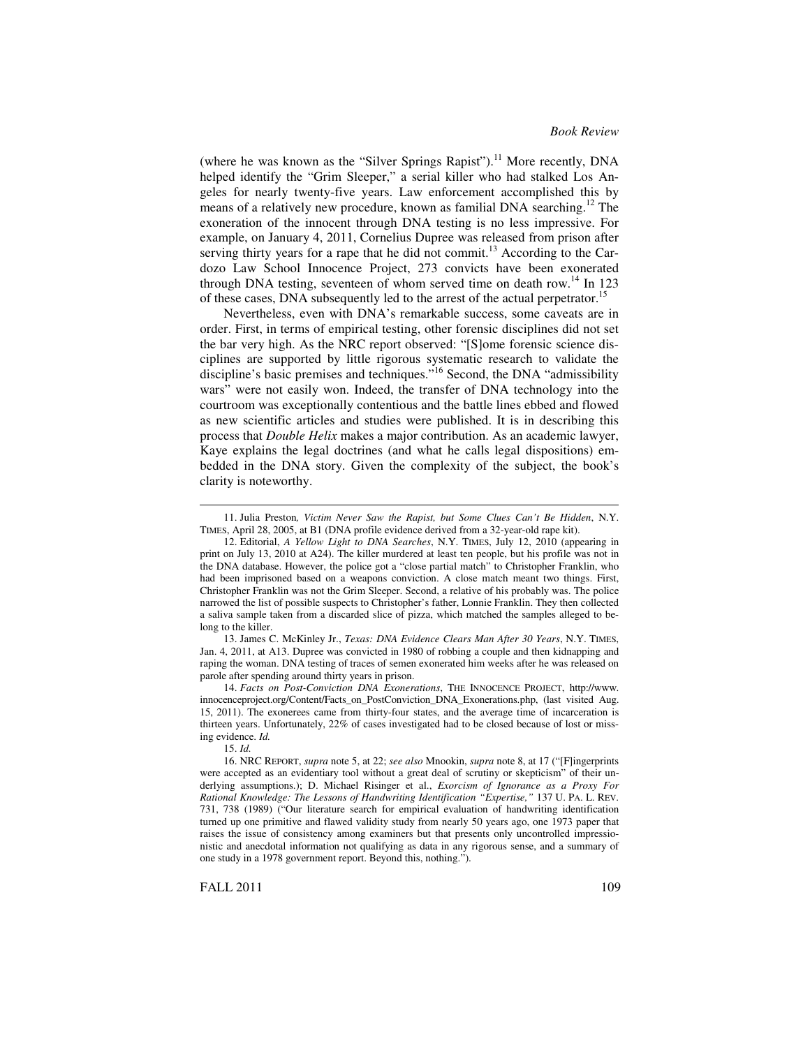(where he was known as the "Silver Springs Rapist").[11] More recently, DNA helped identify the "Grim Sleeper," a serial killer who had stalked Los Angeles for nearly twenty-five years. Law enforcement accomplished this by means of a relatively new procedure, known as familial DNA searching.[12] The exoneration of the innocent through DNA testing is no less impressive. For example, on January 4, 2011, Cornelius Dupree was released from prison after serving thirty years for a rape that he did not commit.[13] According to the Cardozo Law School Innocence Project, 273 convicts have been exonerated through DNA testing, seventeen of whom served time on death row.[14] In 123 of these cases, DNA subsequently led to the arrest of the actual perpetrator.[15]

Nevertheless, even with DNA's remarkable success, some caveats are in order. First, in terms of empirical testing, other forensic disciplines did not set the bar very high. As the NRC report observed: "[S]ome forensic science disciplines are supported by little rigorous systematic research to validate the discipline's basic premises and techniques."[16] Second, the DNA "admissibility wars" were not easily won. Indeed, the transfer of DNA technology into the courtroom was exceptionally contentious and the battle lines ebbed and flowed as new scientific articles and studies were published. It is in describing this process that *Double Helix* makes a major contribution. As an academic lawyer, Kaye explains the legal doctrines (and what he calls legal dispositions) embedded in the DNA story. Given the complexity of the subject, the book's clarity is noteworthy.

---

11. Julia Preston*, Victim Never Saw the Rapist, but Some Clues Can't Be Hidden*, N.Y. TIMES, April 28, 2005, at B1 (DNA profile evidence derived from a 32-year-old rape kit).

12. Editorial, *A Yellow Light to DNA Searches*, N.Y. TIMES, July 12, 2010 (appearing in print on July 13, 2010 at A24). The killer murdered at least ten people, but his profile was not in the DNA database. However, the police got a "close partial match" to Christopher Franklin, who had been imprisoned based on a weapons conviction. A close match meant two things. First, Christopher Franklin was not the Grim Sleeper. Second, a relative of his probably was. The police narrowed the list of possible suspects to Christopher's father, Lonnie Franklin. They then collected a saliva sample taken from a discarded slice of pizza, which matched the samples alleged to belong to the killer.

13. James C. McKinley Jr., *Texas: DNA Evidence Clears Man After 30 Years*, N.Y. TIMES, Jan. 4, 2011, at A13. Dupree was convicted in 1980 of robbing a couple and then kidnapping and raping the woman. DNA testing of traces of semen exonerated him weeks after he was released on parole after spending around thirty years in prison.

14. *Facts on Post-Conviction DNA Exonerations*, THE INNOCENCE PROJECT, http://www.innocenceproject.org/Content/Facts_on_PostConviction_DNA_Exonerations.php, (last visited Aug. 15, 2011). The exonerees came from thirty-four states, and the average time of incarceration is thirteen years. Unfortunately, 22% of cases investigated had to be closed because of lost or missing evidence. *Id.*

15. *Id.*

16. NRC REPORT, *supra* note 5, at 22; *see also* Mnookin, *supra* note 8, at 17 ("[F]ingerprints were accepted as an evidentiary tool without a great deal of scrutiny or skepticism" of their underlying assumptions.); D. Michael Risinger et al., *Exorcism of Ignorance as a Proxy For Rational Knowledge: The Lessons of Handwriting Identification "Expertise,"* 137 U. PA. L. REV. 731, 738 (1989) ("Our literature search for empirical evaluation of handwriting identification turned up one primitive and flawed validity study from nearly 50 years ago, one 1973 paper that raises the issue of consistency among examiners but that presents only uncontrolled impressionistic and anecdotal information not qualifying as data in any rigorous sense, and a summary of one study in a 1978 government report. Beyond this, nothing.").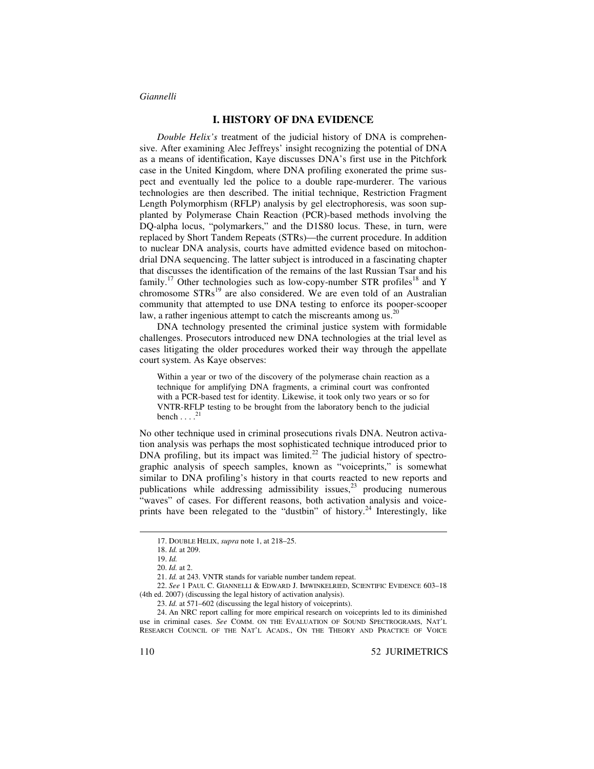## I. HISTORY OF DNA EVIDENCE

*Double Helix's* treatment of the judicial history of DNA is comprehensive. After examining Alec Jeffreys' insight recognizing the potential of DNA as a means of identification, Kaye discusses DNA's first use in the Pitchfork case in the United Kingdom, where DNA profiling exonerated the prime suspect and eventually led the police to a double rape-murderer. The various technologies are then described. The initial technique, Restriction Fragment Length Polymorphism (RFLP) analysis by gel electrophoresis, was soon supplanted by Polymerase Chain Reaction (PCR)-based methods involving the DQ-alpha locus, "polymarkers," and the D1S80 locus. These, in turn, were replaced by Short Tandem Repeats (STRs)—the current procedure. In addition to nuclear DNA analysis, courts have admitted evidence based on mitochondrial DNA sequencing. The latter subject is introduced in a fascinating chapter that discusses the identification of the remains of the last Russian Tsar and his family.[17] Other technologies such as low-copy-number STR profiles[18] and Y chromosome STRs[19] are also considered. We are even told of an Australian community that attempted to use DNA testing to enforce its pooper-scooper law, a rather ingenious attempt to catch the miscreants among us.[20]

DNA technology presented the criminal justice system with formidable challenges. Prosecutors introduced new DNA technologies at the trial level as cases litigating the older procedures worked their way through the appellate court system. As Kaye observes:

> Within a year or two of the discovery of the polymerase chain reaction as a technique for amplifying DNA fragments, a criminal court was confronted with a PCR-based test for identity. Likewise, it took only two years or so for VNTR-RFLP testing to be brought from the laboratory bench to the judicial bench . . . .[21]

No other technique used in criminal prosecutions rivals DNA. Neutron activation analysis was perhaps the most sophisticated technique introduced prior to DNA profiling, but its impact was limited.[22] The judicial history of spectrographic analysis of speech samples, known as "voiceprints," is somewhat similar to DNA profiling's history in that courts reacted to new reports and publications while addressing admissibility issues,[23] producing numerous "waves" of cases. For different reasons, both activation analysis and voiceprints have been relegated to the "dustbin" of history.[24] Interestingly, like

---

17. DOUBLE HELIX, *supra* note 1, at 218–25.

18. *Id.* at 209.

19. *Id.*

20. *Id.* at 2.

21. *Id.* at 243. VNTR stands for variable number tandem repeat.

22. *See* 1 PAUL C. GIANNELLI & EDWARD J. IMWINKELRIED, SCIENTIFIC EVIDENCE 603–18 (4th ed. 2007) (discussing the legal history of activation analysis).

23. *Id.* at 571–602 (discussing the legal history of voiceprints).

24. An NRC report calling for more empirical research on voiceprints led to its diminished use in criminal cases. *See* COMM. ON THE EVALUATION OF SOUND SPECTROGRAMS, NAT'L RESEARCH COUNCIL OF THE NAT'L ACADS., ON THE THEORY AND PRACTICE OF VOICE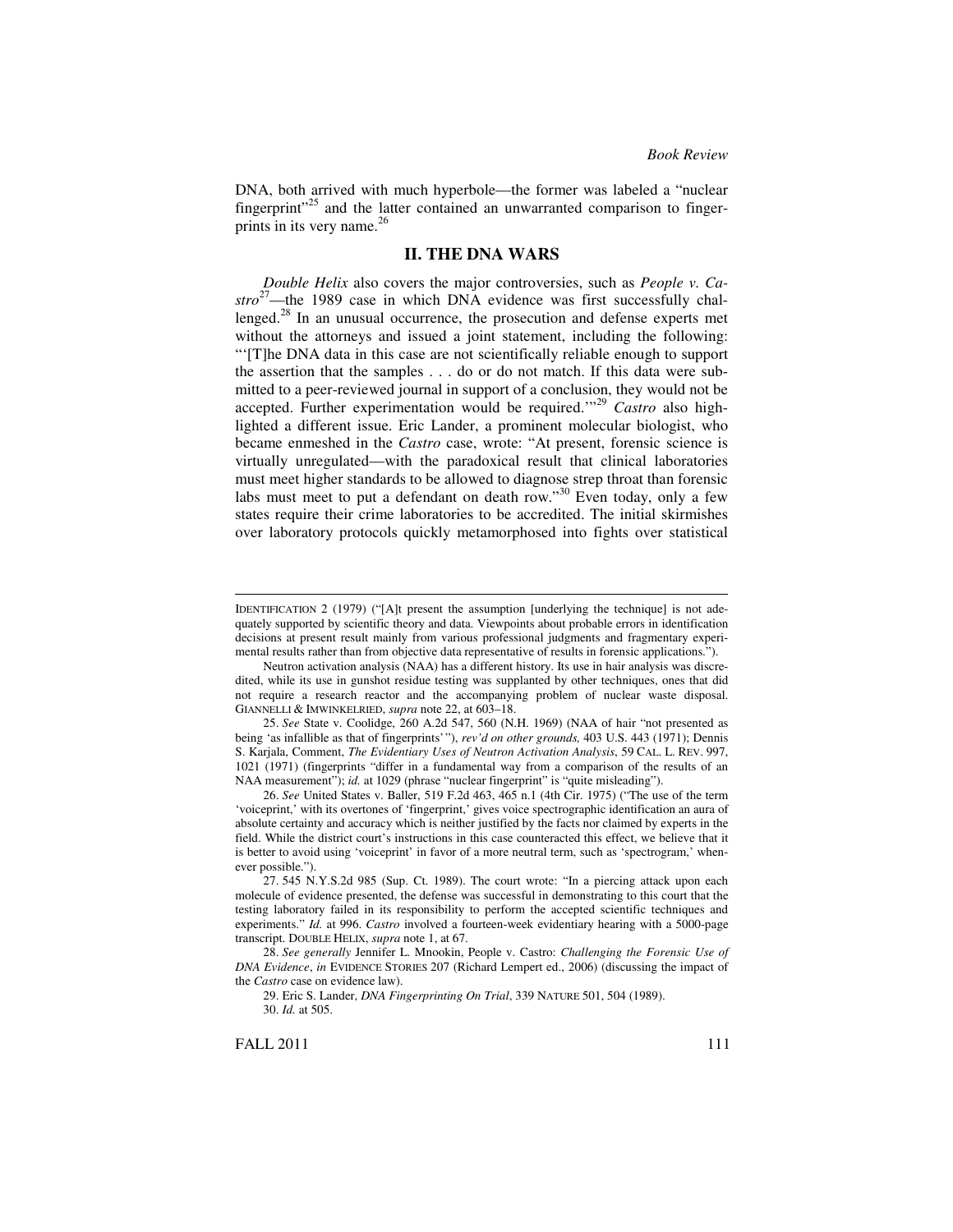DNA, both arrived with much hyperbole—the former was labeled a "nuclear fingerprint"[25] and the latter contained an unwarranted comparison to fingerprints in its very name.[26]

## II. THE DNA WARS

*Double Helix* also covers the major controversies, such as *People v. Castro*[27]—the 1989 case in which DNA evidence was first successfully challenged.[28] In an unusual occurrence, the prosecution and defense experts met without the attorneys and issued a joint statement, including the following: "'[T]he DNA data in this case are not scientifically reliable enough to support the assertion that the samples . . . do or do not match. If this data were submitted to a peer-reviewed journal in support of a conclusion, they would not be accepted. Further experimentation would be required.'"[29] *Castro* also highlighted a different issue. Eric Lander, a prominent molecular biologist, who became enmeshed in the *Castro* case, wrote: "At present, forensic science is virtually unregulated—with the paradoxical result that clinical laboratories must meet higher standards to be allowed to diagnose strep throat than forensic labs must meet to put a defendant on death row."[30] Even today, only a few states require their crime laboratories to be accredited. The initial skirmishes over laboratory protocols quickly metamorphosed into fights over statistical

---

IDENTIFICATION 2 (1979) ("[A]t present the assumption [underlying the technique] is not adequately supported by scientific theory and data. Viewpoints about probable errors in identification decisions at present result mainly from various professional judgments and fragmentary experimental results rather than from objective data representative of results in forensic applications.").

Neutron activation analysis (NAA) has a different history. Its use in hair analysis was discredited, while its use in gunshot residue testing was supplanted by other techniques, ones that did not require a research reactor and the accompanying problem of nuclear waste disposal. GIANNELLI & IMWINKELRIED, *supra* note 22, at 603–18.

25. *See* State v. Coolidge, 260 A.2d 547, 560 (N.H. 1969) (NAA of hair "not presented as being 'as infallible as that of fingerprints' "), *rev'd on other grounds,* 403 U.S. 443 (1971); Dennis S. Karjala, Comment, *The Evidentiary Uses of Neutron Activation Analysis*, 59 CAL. L. REV. 997, 1021 (1971) (fingerprints "differ in a fundamental way from a comparison of the results of an NAA measurement"); *id.* at 1029 (phrase "nuclear fingerprint" is "quite misleading").

26. *See* United States v. Baller, 519 F.2d 463, 465 n.1 (4th Cir. 1975) ("The use of the term 'voiceprint,' with its overtones of 'fingerprint,' gives voice spectrographic identification an aura of absolute certainty and accuracy which is neither justified by the facts nor claimed by experts in the field. While the district court's instructions in this case counteracted this effect, we believe that it is better to avoid using 'voiceprint' in favor of a more neutral term, such as 'spectrogram,' whenever possible.").

27. 545 N.Y.S.2d 985 (Sup. Ct. 1989). The court wrote: "In a piercing attack upon each molecule of evidence presented, the defense was successful in demonstrating to this court that the testing laboratory failed in its responsibility to perform the accepted scientific techniques and experiments." *Id.* at 996. *Castro* involved a fourteen-week evidentiary hearing with a 5000-page transcript. DOUBLE HELIX, *supra* note 1, at 67.

28. *See generally* Jennifer L. Mnookin, People v. Castro: *Challenging the Forensic Use of DNA Evidence*, *in* EVIDENCE STORIES 207 (Richard Lempert ed., 2006) (discussing the impact of the *Castro* case on evidence law).

29. Eric S. Lander, *DNA Fingerprinting On Trial*, 339 NATURE 501, 504 (1989).

30. *Id.* at 505.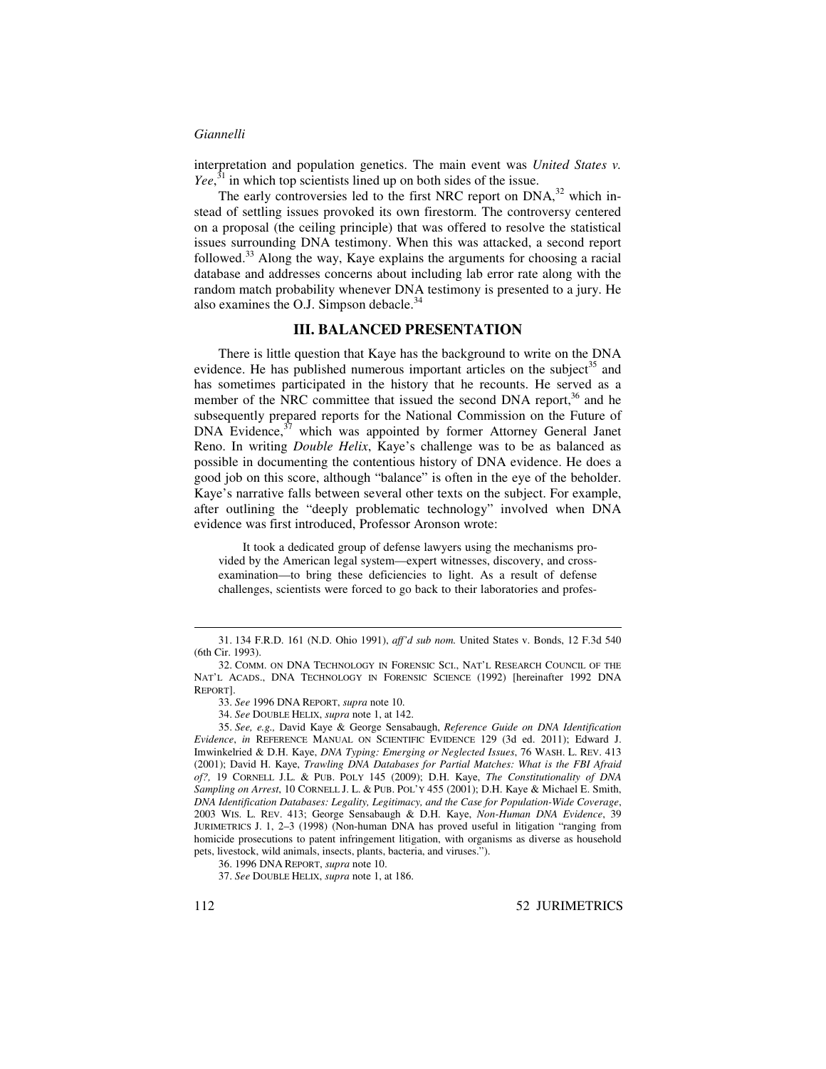interpretation and population genetics. The main event was *United States v. Yee*,[31] in which top scientists lined up on both sides of the issue.

The early controversies led to the first NRC report on DNA,[32] which instead of settling issues provoked its own firestorm. The controversy centered on a proposal (the ceiling principle) that was offered to resolve the statistical issues surrounding DNA testimony. When this was attacked, a second report followed.[33] Along the way, Kaye explains the arguments for choosing a racial database and addresses concerns about including lab error rate along with the random match probability whenever DNA testimony is presented to a jury. He also examines the O.J. Simpson debacle.[34]

## III. BALANCED PRESENTATION

There is little question that Kaye has the background to write on the DNA evidence. He has published numerous important articles on the subject[35] and has sometimes participated in the history that he recounts. He served as a member of the NRC committee that issued the second DNA report,[36] and he subsequently prepared reports for the National Commission on the Future of DNA Evidence,[37] which was appointed by former Attorney General Janet Reno. In writing *Double Helix*, Kaye's challenge was to be as balanced as possible in documenting the contentious history of DNA evidence. He does a good job on this score, although "balance" is often in the eye of the beholder. Kaye's narrative falls between several other texts on the subject. For example, after outlining the "deeply problematic technology" involved when DNA evidence was first introduced, Professor Aronson wrote:

> It took a dedicated group of defense lawyers using the mechanisms provided by the American legal system—expert witnesses, discovery, and cross-examination—to bring these deficiencies to light. As a result of defense challenges, scientists were forced to go back to their laboratories and profes-

---

31. 134 F.R.D. 161 (N.D. Ohio 1991), *aff'd sub nom.* United States v. Bonds, 12 F.3d 540 (6th Cir. 1993).

32. COMM. ON DNA TECHNOLOGY IN FORENSIC SCI., NAT'L RESEARCH COUNCIL OF THE NAT'L ACADS., DNA TECHNOLOGY IN FORENSIC SCIENCE (1992) [hereinafter 1992 DNA REPORT].

33. *See* 1996 DNA REPORT, *supra* note 10.

34. *See* DOUBLE HELIX, *supra* note 1, at 142.

35. *See, e.g.,* David Kaye & George Sensabaugh, *Reference Guide on DNA Identification Evidence*, *in* REFERENCE MANUAL ON SCIENTIFIC EVIDENCE 129 (3d ed. 2011); Edward J. Imwinkelried & D.H. Kaye, *DNA Typing: Emerging or Neglected Issues*, 76 WASH. L. REV. 413 (2001); David H. Kaye, *Trawling DNA Databases for Partial Matches: What is the FBI Afraid of?,* 19 CORNELL J.L. & PUB. POLY 145 (2009); D.H. Kaye, *The Constitutionality of DNA Sampling on Arrest*, 10 CORNELL J. L. & PUB. POL'Y 455 (2001); D.H. Kaye & Michael E. Smith, *DNA Identification Databases: Legality, Legitimacy, and the Case for Population-Wide Coverage*, 2003 WIS. L. REV. 413; George Sensabaugh & D.H. Kaye, *Non-Human DNA Evidence*, 39 JURIMETRICS J. 1, 2–3 (1998) (Non-human DNA has proved useful in litigation "ranging from homicide prosecutions to patent infringement litigation, with organisms as diverse as household pets, livestock, wild animals, insects, plants, bacteria, and viruses.").

36. 1996 DNA REPORT, *supra* note 10.

37. *See* DOUBLE HELIX, *supra* note 1, at 186.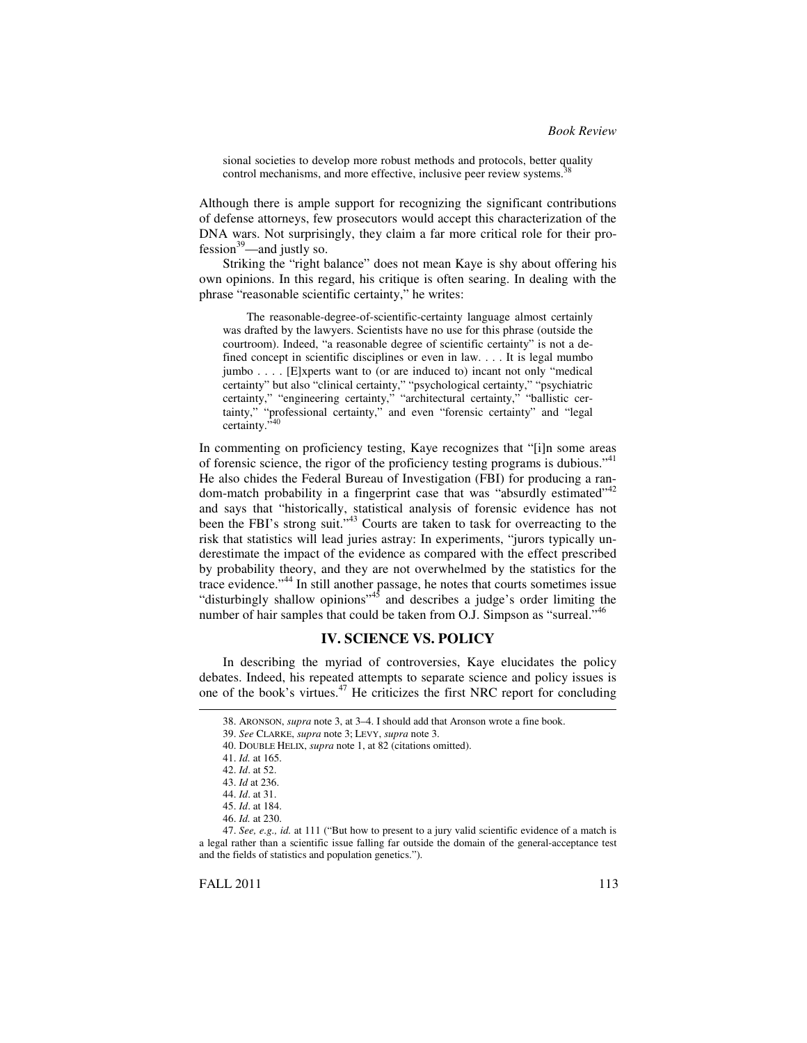sional societies to develop more robust methods and protocols, better quality control mechanisms, and more effective, inclusive peer review systems.[38]

Although there is ample support for recognizing the significant contributions of defense attorneys, few prosecutors would accept this characterization of the DNA wars. Not surprisingly, they claim a far more critical role for their profession[39]—and justly so.

Striking the "right balance" does not mean Kaye is shy about offering his own opinions. In this regard, his critique is often searing. In dealing with the phrase "reasonable scientific certainty," he writes:

> The reasonable-degree-of-scientific-certainty language almost certainly was drafted by the lawyers. Scientists have no use for this phrase (outside the courtroom). Indeed, "a reasonable degree of scientific certainty" is not a defined concept in scientific disciplines or even in law. . . . It is legal mumbo jumbo . . . . [E]xperts want to (or are induced to) incant not only "medical certainty" but also "clinical certainty," "psychological certainty," "psychiatric certainty," "engineering certainty," "architectural certainty," "ballistic certainty," "professional certainty," and even "forensic certainty" and "legal certainty."[40]

In commenting on proficiency testing, Kaye recognizes that "[i]n some areas of forensic science, the rigor of the proficiency testing programs is dubious."[41] He also chides the Federal Bureau of Investigation (FBI) for producing a random-match probability in a fingerprint case that was "absurdly estimated"[42] and says that "historically, statistical analysis of forensic evidence has not been the FBI's strong suit."[43] Courts are taken to task for overreacting to the risk that statistics will lead juries astray: In experiments, "jurors typically underestimate the impact of the evidence as compared with the effect prescribed by probability theory, and they are not overwhelmed by the statistics for the trace evidence."[44] In still another passage, he notes that courts sometimes issue "disturbingly shallow opinions"[45] and describes a judge's order limiting the number of hair samples that could be taken from O.J. Simpson as "surreal."[46]

## IV. SCIENCE VS. POLICY

In describing the myriad of controversies, Kaye elucidates the policy debates. Indeed, his repeated attempts to separate science and policy issues is one of the book's virtues.[47] He criticizes the first NRC report for concluding

---

38. ARONSON, *supra* note 3, at 3–4. I should add that Aronson wrote a fine book.

39. *See* CLARKE, *supra* note 3; LEVY, *supra* note 3.

40. DOUBLE HELIX, *supra* note 1, at 82 (citations omitted).

41. *Id.* at 165.

42. *Id*. at 52.

43. *Id* at 236.

44. *Id*. at 31.

45. *Id*. at 184.

46. *Id.* at 230.

47. *See, e.g., id.* at 111 ("But how to present to a jury valid scientific evidence of a match is a legal rather than a scientific issue falling far outside the domain of the general-acceptance test and the fields of statistics and population genetics.").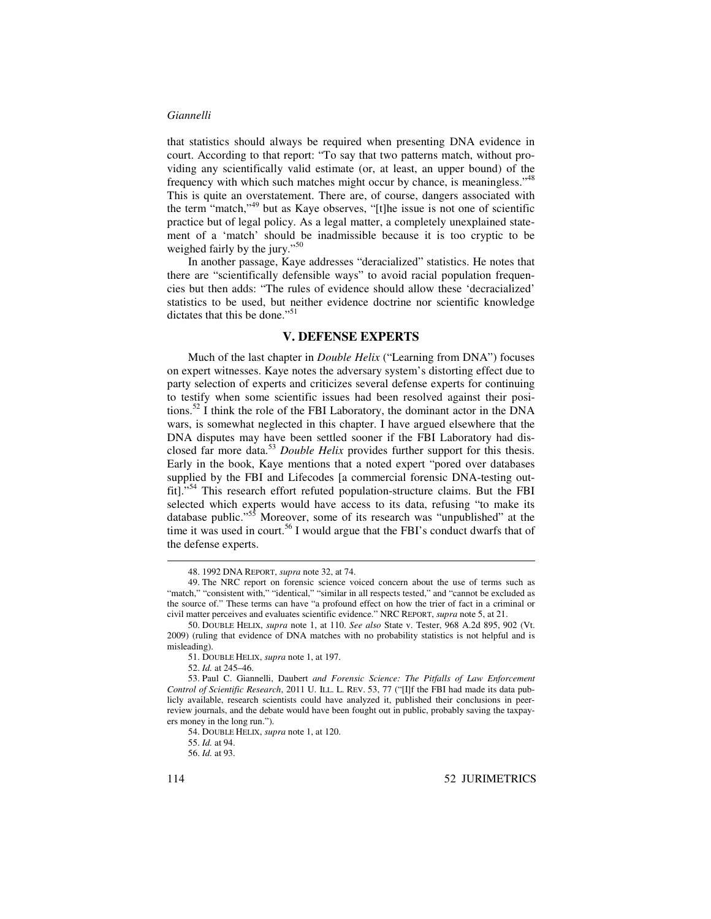that statistics should always be required when presenting DNA evidence in court. According to that report: "To say that two patterns match, without providing any scientifically valid estimate (or, at least, an upper bound) of the frequency with which such matches might occur by chance, is meaningless."[48] This is quite an overstatement. There are, of course, dangers associated with the term "match,"[49] but as Kaye observes, "[t]he issue is not one of scientific practice but of legal policy. As a legal matter, a completely unexplained statement of a 'match' should be inadmissible because it is too cryptic to be weighed fairly by the jury."[50]

In another passage, Kaye addresses "deracialized" statistics. He notes that there are "scientifically defensible ways" to avoid racial population frequencies but then adds: "The rules of evidence should allow these 'decracialized' statistics to be used, but neither evidence doctrine nor scientific knowledge dictates that this be done."[51]

## V. DEFENSE EXPERTS

Much of the last chapter in *Double Helix* ("Learning from DNA") focuses on expert witnesses. Kaye notes the adversary system's distorting effect due to party selection of experts and criticizes several defense experts for continuing to testify when some scientific issues had been resolved against their positions.[52] I think the role of the FBI Laboratory, the dominant actor in the DNA wars, is somewhat neglected in this chapter. I have argued elsewhere that the DNA disputes may have been settled sooner if the FBI Laboratory had disclosed far more data.[53] *Double Helix* provides further support for this thesis. Early in the book, Kaye mentions that a noted expert "pored over databases supplied by the FBI and Lifecodes [a commercial forensic DNA-testing outfit]."[54] This research effort refuted population-structure claims. But the FBI selected which experts would have access to its data, refusing "to make its database public."[55] Moreover, some of its research was "unpublished" at the time it was used in court.[56] I would argue that the FBI's conduct dwarfs that of the defense experts.

---

48. 1992 DNA REPORT, *supra* note 32, at 74.

49. The NRC report on forensic science voiced concern about the use of terms such as "match," "consistent with," "identical," "similar in all respects tested," and "cannot be excluded as the source of." These terms can have "a profound effect on how the trier of fact in a criminal or civil matter perceives and evaluates scientific evidence." NRC REPORT, *supra* note 5, at 21.

50. DOUBLE HELIX, *supra* note 1, at 110. *See also* State v. Tester, 968 A.2d 895, 902 (Vt. 2009) (ruling that evidence of DNA matches with no probability statistics is not helpful and is misleading).

51. DOUBLE HELIX, *supra* note 1, at 197.

52. *Id.* at 245–46.

53. Paul C. Giannelli, Daubert *and Forensic Science: The Pitfalls of Law Enforcement Control of Scientific Research*, 2011 U. ILL. L. REV. 53, 77 ("[I]f the FBI had made its data publicly available, research scientists could have analyzed it, published their conclusions in peer-review journals, and the debate would have been fought out in public, probably saving the taxpayers money in the long run.").

54. DOUBLE HELIX, *supra* note 1, at 120.

55. *Id.* at 94.

56. *Id.* at 93.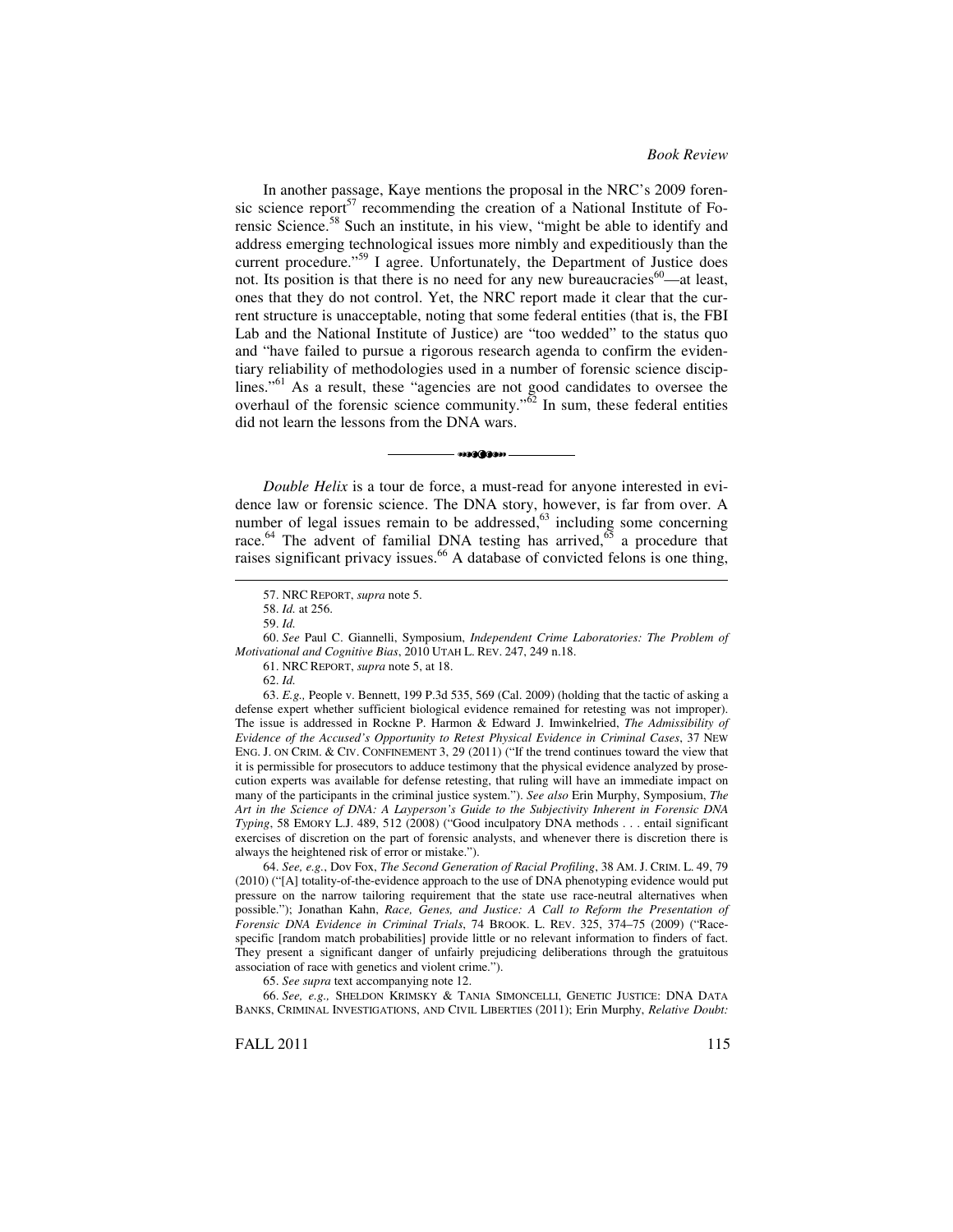In another passage, Kaye mentions the proposal in the NRC's 2009 forensic science report[57] recommending the creation of a National Institute of Forensic Science.[58] Such an institute, in his view, "might be able to identify and address emerging technological issues more nimbly and expeditiously than the current procedure."[59] I agree. Unfortunately, the Department of Justice does not. Its position is that there is no need for any new bureaucracies[60]—at least, ones that they do not control. Yet, the NRC report made it clear that the current structure is unacceptable, noting that some federal entities (that is, the FBI Lab and the National Institute of Justice) are "too wedded" to the status quo and "have failed to pursue a rigorous research agenda to confirm the evidentiary reliability of methodologies used in a number of forensic science disciplines."[61] As a result, these "agencies are not good candidates to oversee the overhaul of the forensic science community."[62] In sum, these federal entities did not learn the lessons from the DNA wars.

---

*Double Helix* is a tour de force, a must-read for anyone interested in evidence law or forensic science. The DNA story, however, is far from over. A number of legal issues remain to be addressed,[63] including some concerning race.[64] The advent of familial DNA testing has arrived,[65] a procedure that raises significant privacy issues.[66] A database of convicted felons is one thing,

57. NRC REPORT, *supra* note 5.

58. *Id.* at 256.

59. *Id.*

60. *See* Paul C. Giannelli, Symposium, *Independent Crime Laboratories: The Problem of Motivational and Cognitive Bias*, 2010 UTAH L. REV. 247, 249 n.18.

61. NRC REPORT, *supra* note 5, at 18.

62. *Id.*

63. *E.g.,* People v. Bennett, 199 P.3d 535, 569 (Cal. 2009) (holding that the tactic of asking a defense expert whether sufficient biological evidence remained for retesting was not improper). The issue is addressed in Rockne P. Harmon & Edward J. Imwinkelried, *The Admissibility of Evidence of the Accused's Opportunity to Retest Physical Evidence in Criminal Cases*, 37 NEW ENG. J. ON CRIM. & CIV. CONFINEMENT 3, 29 (2011) ("If the trend continues toward the view that it is permissible for prosecutors to adduce testimony that the physical evidence analyzed by prosecution experts was available for defense retesting, that ruling will have an immediate impact on many of the participants in the criminal justice system."). *See also* Erin Murphy, Symposium, *The Art in the Science of DNA: A Layperson's Guide to the Subjectivity Inherent in Forensic DNA Typing*, 58 EMORY L.J. 489, 512 (2008) ("Good inculpatory DNA methods . . . entail significant exercises of discretion on the part of forensic analysts, and whenever there is discretion there is always the heightened risk of error or mistake.").

64. *See, e.g.*, Dov Fox, *The Second Generation of Racial Profiling*, 38 AM. J. CRIM. L. 49, 79 (2010) ("[A] totality-of-the-evidence approach to the use of DNA phenotyping evidence would put pressure on the narrow tailoring requirement that the state use race-neutral alternatives when possible."); Jonathan Kahn, *Race, Genes, and Justice: A Call to Reform the Presentation of Forensic DNA Evidence in Criminal Trials*, 74 BROOK. L. REV. 325, 374–75 (2009) ("Race-specific [random match probabilities] provide little or no relevant information to finders of fact. They present a significant danger of unfairly prejudicing deliberations through the gratuitous association of race with genetics and violent crime.").

65. *See supra* text accompanying note 12.

66. *See, e.g.,* SHELDON KRIMSKY & TANIA SIMONCELLI, GENETIC JUSTICE: DNA DATA BANKS, CRIMINAL INVESTIGATIONS, AND CIVIL LIBERTIES (2011); Erin Murphy, *Relative Doubt:*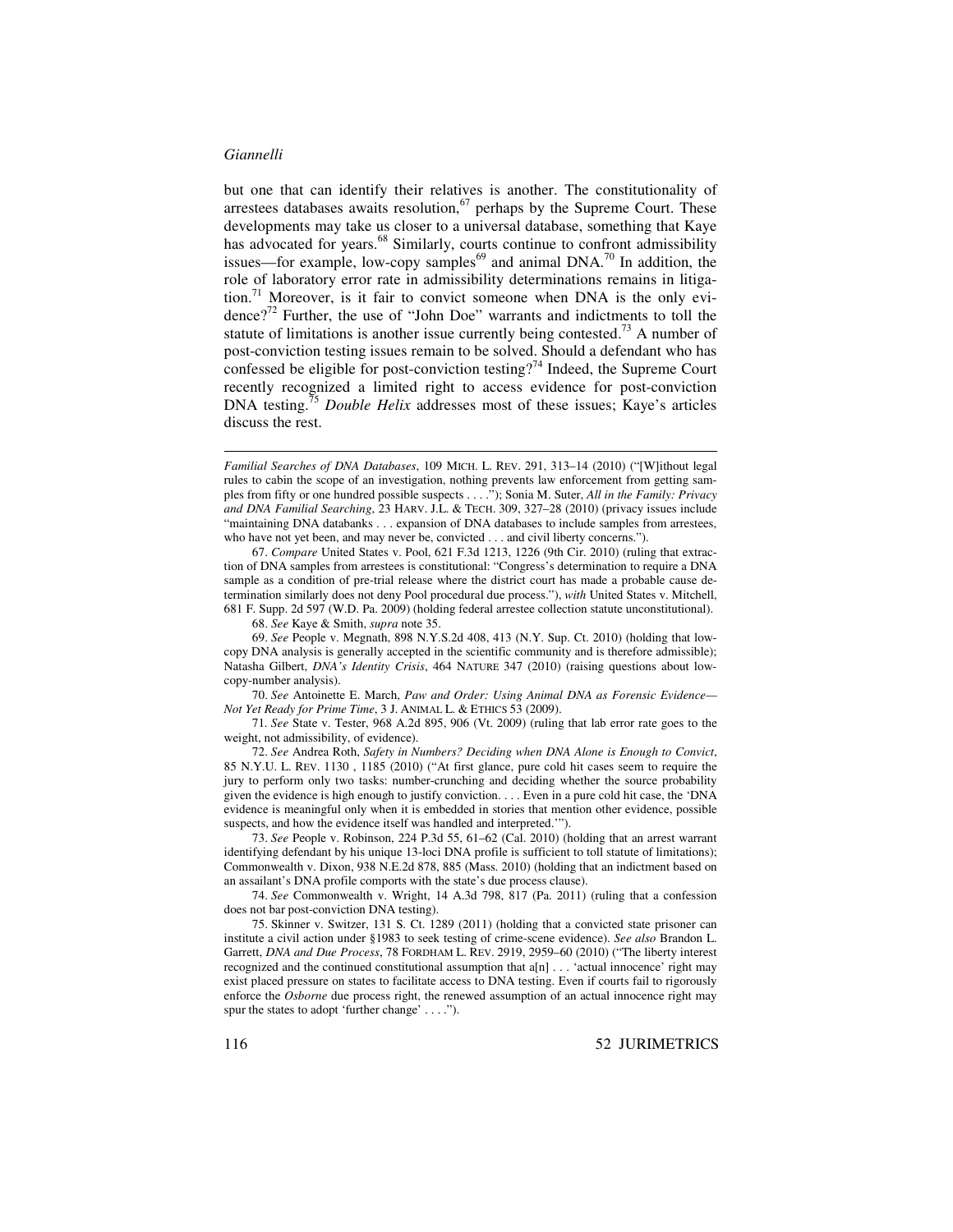but one that can identify their relatives is another. The constitutionality of arrestees databases awaits resolution,[67] perhaps by the Supreme Court. These developments may take us closer to a universal database, something that Kaye has advocated for years.[68] Similarly, courts continue to confront admissibility issues—for example, low-copy samples[69] and animal DNA.[70] In addition, the role of laboratory error rate in admissibility determinations remains in litigation.[71] Moreover, is it fair to convict someone when DNA is the only evidence?[72] Further, the use of "John Doe" warrants and indictments to toll the statute of limitations is another issue currently being contested.[73] A number of post-conviction testing issues remain to be solved. Should a defendant who has confessed be eligible for post-conviction testing?[74] Indeed, the Supreme Court recently recognized a limited right to access evidence for post-conviction DNA testing.[75] *Double Helix* addresses most of these issues; Kaye's articles discuss the rest.

---

*Familial Searches of DNA Databases*, 109 MICH. L. REV. 291, 313–14 (2010) ("[W]ithout legal rules to cabin the scope of an investigation, nothing prevents law enforcement from getting samples from fifty or one hundred possible suspects . . . ."); Sonia M. Suter, *All in the Family: Privacy and DNA Familial Searching*, 23 HARV. J.L. & TECH. 309, 327–28 (2010) (privacy issues include "maintaining DNA databanks . . . expansion of DNA databases to include samples from arrestees, who have not yet been, and may never be, convicted . . . and civil liberty concerns.").

67. *Compare* United States v. Pool, 621 F.3d 1213, 1226 (9th Cir. 2010) (ruling that extraction of DNA samples from arrestees is constitutional: "Congress's determination to require a DNA sample as a condition of pre-trial release where the district court has made a probable cause determination similarly does not deny Pool procedural due process."), *with* United States v. Mitchell, 681 F. Supp. 2d 597 (W.D. Pa. 2009) (holding federal arrestee collection statute unconstitutional).

68. *See* Kaye & Smith, *supra* note 35.

69. *See* People v. Megnath, 898 N.Y.S.2d 408, 413 (N.Y. Sup. Ct. 2010) (holding that low-copy DNA analysis is generally accepted in the scientific community and is therefore admissible); Natasha Gilbert, *DNA's Identity Crisis*, 464 NATURE 347 (2010) (raising questions about low-copy-number analysis).

70. *See* Antoinette E. March, *Paw and Order: Using Animal DNA as Forensic Evidence—Not Yet Ready for Prime Time*, 3 J. ANIMAL L. & ETHICS 53 (2009).

71. *See* State v. Tester, 968 A.2d 895, 906 (Vt. 2009) (ruling that lab error rate goes to the weight, not admissibility, of evidence).

72. *See* Andrea Roth, *Safety in Numbers? Deciding when DNA Alone is Enough to Convict*, 85 N.Y.U. L. REV. 1130 , 1185 (2010) ("At first glance, pure cold hit cases seem to require the jury to perform only two tasks: number-crunching and deciding whether the source probability given the evidence is high enough to justify conviction. . . . Even in a pure cold hit case, the 'DNA evidence is meaningful only when it is embedded in stories that mention other evidence, possible suspects, and how the evidence itself was handled and interpreted.'").

73. *See* People v. Robinson, 224 P.3d 55, 61–62 (Cal. 2010) (holding that an arrest warrant identifying defendant by his unique 13-loci DNA profile is sufficient to toll statute of limitations); Commonwealth v. Dixon, 938 N.E.2d 878, 885 (Mass. 2010) (holding that an indictment based on an assailant's DNA profile comports with the state's due process clause).

74. *See* Commonwealth v. Wright, 14 A.3d 798, 817 (Pa. 2011) (ruling that a confession does not bar post-conviction DNA testing).

75. Skinner v. Switzer, 131 S. Ct. 1289 (2011) (holding that a convicted state prisoner can institute a civil action under §1983 to seek testing of crime-scene evidence). *See also* Brandon L. Garrett, *DNA and Due Process*, 78 FORDHAM L. REV. 2919, 2959–60 (2010) ("The liberty interest recognized and the continued constitutional assumption that a[n] . . . 'actual innocence' right may exist placed pressure on states to facilitate access to DNA testing. Even if courts fail to rigorously enforce the *Osborne* due process right, the renewed assumption of an actual innocence right may spur the states to adopt 'further change' . . . .").